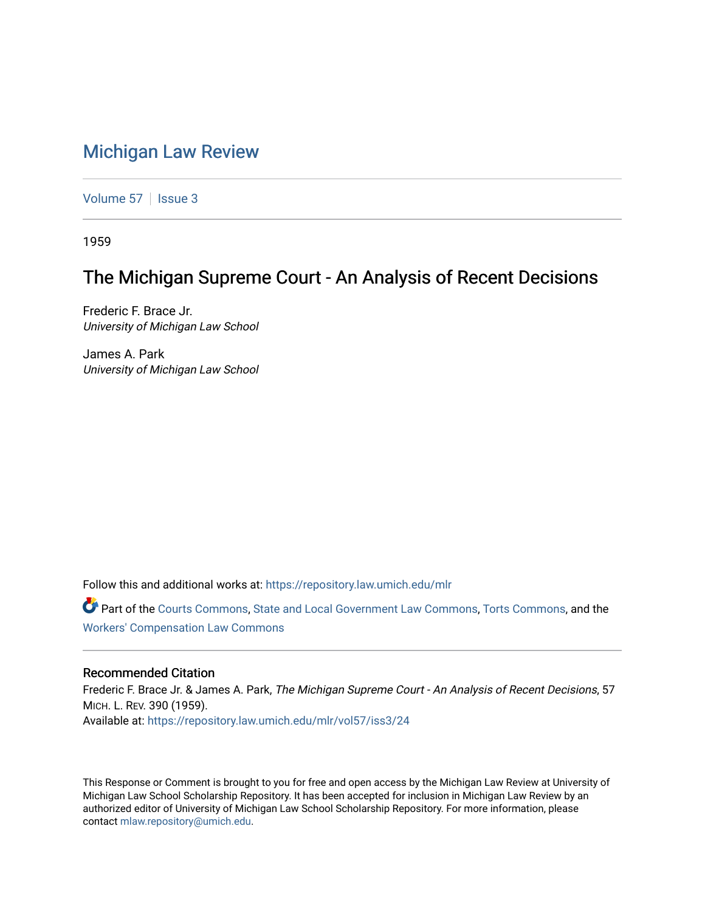# Michigan Law Review

Volume 57 | Issue 3

1959

## The Michigan Supreme Court - An Analysis of Recent Decisions

Frederic F. Brace Jr.
*University of Michigan Law School*

James A. Park
*University of Michigan Law School*

Follow this and additional works at: https://repository.law.umich.edu/mlr

Part of the Courts Commons, State and Local Government Law Commons, Torts Commons, and the Workers' Compensation Law Commons

### Recommended Citation

Frederic F. Brace Jr. & James A. Park, *The Michigan Supreme Court - An Analysis of Recent Decisions*, 57 MICH. L. REV. 390 (1959).
Available at: https://repository.law.umich.edu/mlr/vol57/iss3/24

This Response or Comment is brought to you for free and open access by the Michigan Law Review at University of Michigan Law School Scholarship Repository. It has been accepted for inclusion in Michigan Law Review by an authorized editor of University of Michigan Law School Scholarship Repository. For more information, please contact mlaw.repository@umich.edu.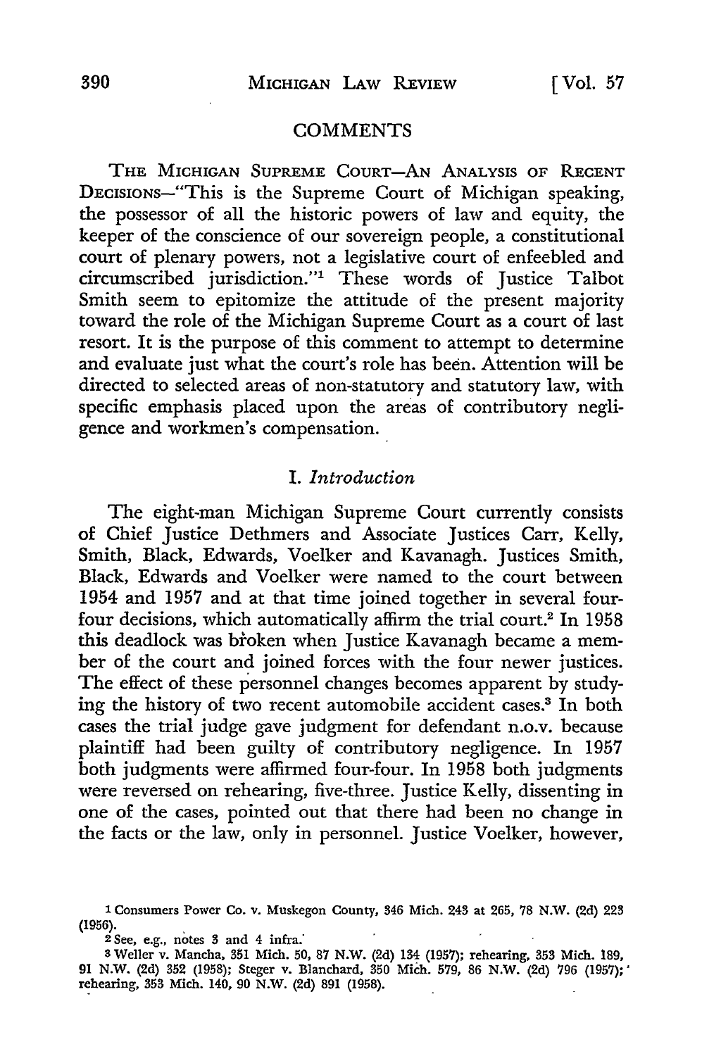## COMMENTS

THE MICHIGAN SUPREME COURT—AN ANALYSIS OF RECENT DECISIONS—"This is the Supreme Court of Michigan speaking, the possessor of all the historic powers of law and equity, the keeper of the conscience of our sovereign people, a constitutional court of plenary powers, not a legislative court of enfeebled and circumscribed jurisdiction."[1] These words of Justice Talbot Smith seem to epitomize the attitude of the present majority toward the role of the Michigan Supreme Court as a court of last resort. It is the purpose of this comment to attempt to determine and evaluate just what the court's role has been. Attention will be directed to selected areas of non-statutory and statutory law, with specific emphasis placed upon the areas of contributory negligence and workmen's compensation.

### I. *Introduction*

The eight-man Michigan Supreme Court currently consists of Chief Justice Dethmers and Associate Justices Carr, Kelly, Smith, Black, Edwards, Voelker and Kavanagh. Justices Smith, Black, Edwards and Voelker were named to the court between 1954 and 1957 and at that time joined together in several four-four decisions, which automatically affirm the trial court.[2] In 1958 this deadlock was broken when Justice Kavanagh became a member of the court and joined forces with the four newer justices. The effect of these personnel changes becomes apparent by studying the history of two recent automobile accident cases.[3] In both cases the trial judge gave judgment for defendant n.o.v. because plaintiff had been guilty of contributory negligence. In 1957 both judgments were affirmed four-four. In 1958 both judgments were reversed on rehearing, five-three. Justice Kelly, dissenting in one of the cases, pointed out that there had been no change in the facts or the law, only in personnel. Justice Voelker, however,

---

1 Consumers Power Co. v. Muskegon County, 346 Mich. 243 at 265, 78 N.W. (2d) 223 (1956).

2 See, e.g., notes 3 and 4 infra.

3 Weller v. Mancha, 351 Mich. 50, 87 N.W. (2d) 134 (1957); rehearing, 353 Mich. 189, 91 N.W. (2d) 352 (1958); Steger v. Blanchard, 350 Mich. 579, 86 N.W. (2d) 796 (1957); rehearing, 353 Mich. 140, 90 N.W. (2d) 891 (1958).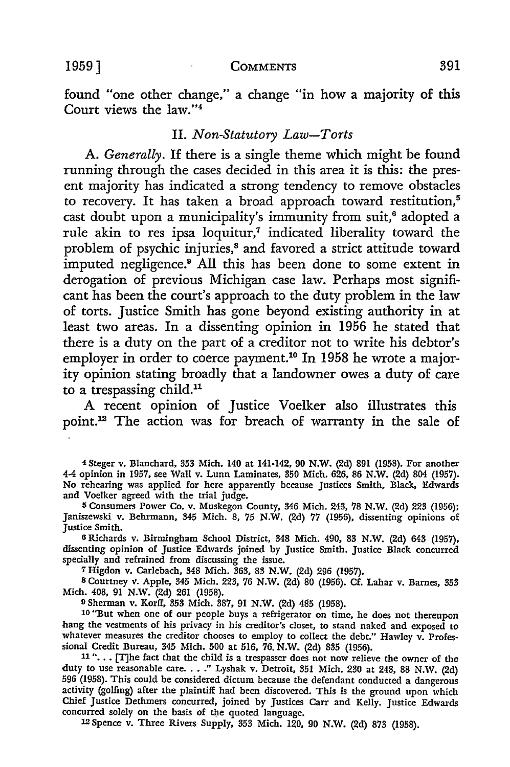found "one other change," a change "in how a majority of this Court views the law."[4]

## II. *Non-Statutory Law—Torts*

A. *Generally.* If there is a single theme which might be found running through the cases decided in this area it is this: the present majority has indicated a strong tendency to remove obstacles to recovery. It has taken a broad approach toward restitution,[5] cast doubt upon a municipality's immunity from suit,[6] adopted a rule akin to res ipsa loquitur,[7] indicated liberality toward the problem of psychic injuries,[8] and favored a strict attitude toward imputed negligence.[9] All this has been done to some extent in derogation of previous Michigan case law. Perhaps most significant has been the court's approach to the duty problem in the law of torts. Justice Smith has gone beyond existing authority in at least two areas. In a dissenting opinion in 1956 he stated that there is a duty on the part of a creditor not to write his debtor's employer in order to coerce payment.[10] In 1958 he wrote a majority opinion stating broadly that a landowner owes a duty of care to a trespassing child.[11]

A recent opinion of Justice Voelker also illustrates this point.[12] The action was for breach of warranty in the sale of

---

[4] Steger v. Blanchard, 353 Mich. 140 at 141-142, 90 N.W. (2d) 891 (1958). For another 4-4 opinion in 1957, see Wall v. Lunn Laminates, 350 Mich. 626, 86 N.W. (2d) 804 (1957). No rehearing was applied for here apparently because Justices Smith, Black, Edwards and Voelker agreed with the trial judge.

[5] Consumers Power Co. v. Muskegon County, 346 Mich. 243, 78 N.W. (2d) 223 (1956); Janiszewski v. Behrmann, 345 Mich. 8, 75 N.W. (2d) 77 (1956), dissenting opinions of Justice Smith.

[6] Richards v. Birmingham School District, 348 Mich. 490, 83 N.W. (2d) 643 (1957), dissenting opinion of Justice Edwards joined by Justice Smith. Justice Black concurred specially and refrained from discussing the issue.

[7] Higdon v. Carlebach, 348 Mich. 363, 83 N.W. (2d) 296 (1957).

[8] Courtney v. Apple, 345 Mich. 223, 76 N.W. (2d) 80 (1956). Cf. Lahar v. Barnes, 353 Mich. 408, 91 N.W. (2d) 261 (1958).

[9] Sherman v. Korff, 353 Mich. 387, 91 N.W. (2d) 485 (1958).

[10] "But when one of our people buys a refrigerator on time, he does not thereupon hang the vestments of his privacy in his creditor's closet, to stand naked and exposed to whatever measures the creditor chooses to employ to collect the debt." Hawley v. Professional Credit Bureau, 345 Mich. 500 at 516, 76 N.W. (2d) 835 (1956).

[11] ". . . [T]he fact that the child is a trespasser does not now relieve the owner of the duty to use reasonable care. . . ." Lyshak v. Detroit, 351 Mich. 230 at 248, 88 N.W. (2d) 596 (1958). This could be considered dictum because the defendant conducted a dangerous activity (golfing) after the plaintiff had been discovered. This is the ground upon which Chief Justice Dethmers concurred, joined by Justices Carr and Kelly. Justice Edwards concurred solely on the basis of the quoted language.

[12] Spence v. Three Rivers Supply, 353 Mich. 120, 90 N.W. (2d) 873 (1958).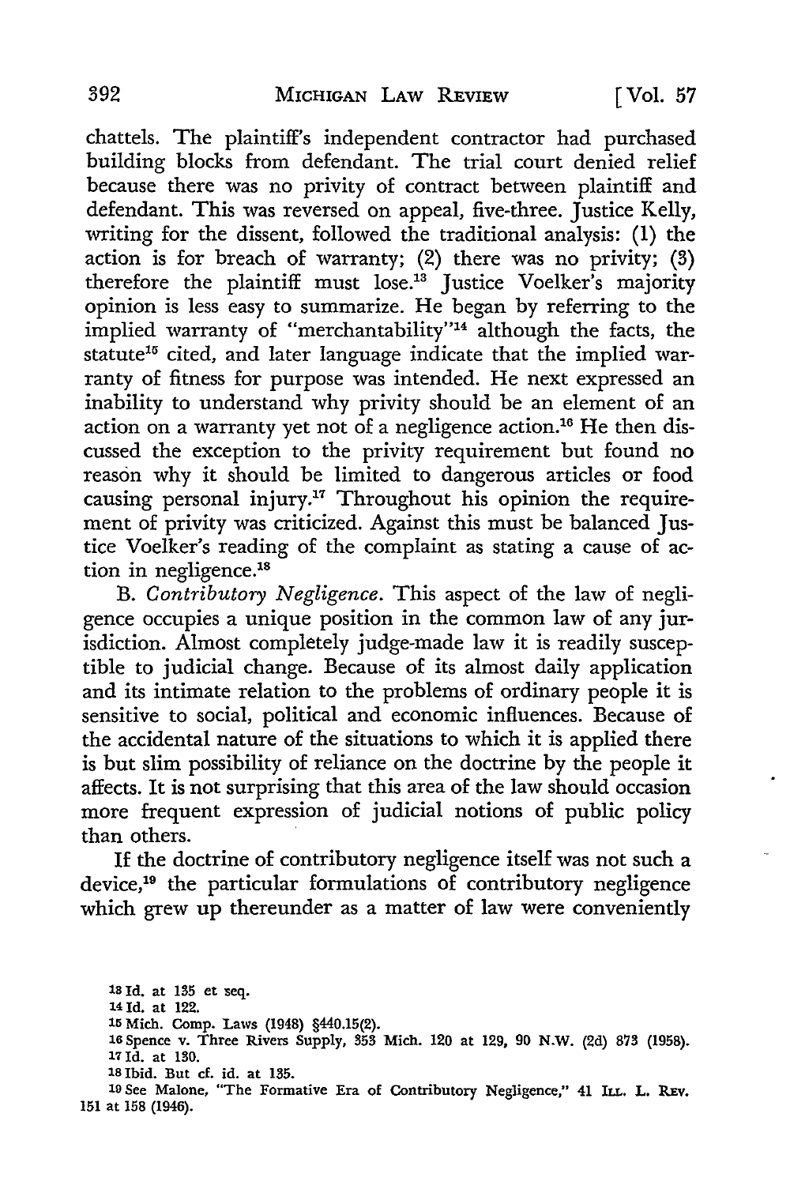chattels. The plaintiff's independent contractor had purchased building blocks from defendant. The trial court denied relief because there was no privity of contract between plaintiff and defendant. This was reversed on appeal, five-three. Justice Kelly, writing for the dissent, followed the traditional analysis: (1) the action is for breach of warranty; (2) there was no privity; (3) therefore the plaintiff must lose.[13] Justice Voelker's majority opinion is less easy to summarize. He began by referring to the implied warranty of "merchantability"[14] although the facts, the statute[15] cited, and later language indicate that the implied warranty of fitness for purpose was intended. He next expressed an inability to understand why privity should be an element of an action on a warranty yet not of a negligence action.[16] He then discussed the exception to the privity requirement but found no reason why it should be limited to dangerous articles or food causing personal injury.[17] Throughout his opinion the requirement of privity was criticized. Against this must be balanced Justice Voelker's reading of the complaint as stating a cause of action in negligence.[18]

B. *Contributory Negligence.* This aspect of the law of negligence occupies a unique position in the common law of any jurisdiction. Almost completely judge-made law it is readily susceptible to judicial change. Because of its almost daily application and its intimate relation to the problems of ordinary people it is sensitive to social, political and economic influences. Because of the accidental nature of the situations to which it is applied there is but slim possibility of reliance on the doctrine by the people it affects. It is not surprising that this area of the law should occasion more frequent expression of judicial notions of public policy than others.

If the doctrine of contributory negligence itself was not such a device,[19] the particular formulations of contributory negligence which grew up thereunder as a matter of law were conveniently

---

13 Id. at 135 et seq.

14 Id. at 122.

15 Mich. Comp. Laws (1948) §440.15(2).

16 Spence v. Three Rivers Supply, 353 Mich. 120 at 129, 90 N.W. (2d) 873 (1958).

17 Id. at 130.

18 Ibid. But cf. id. at 135.

19 See Malone, "The Formative Era of Contributory Negligence," 41 ILL. L. REV. 151 at 158 (1946).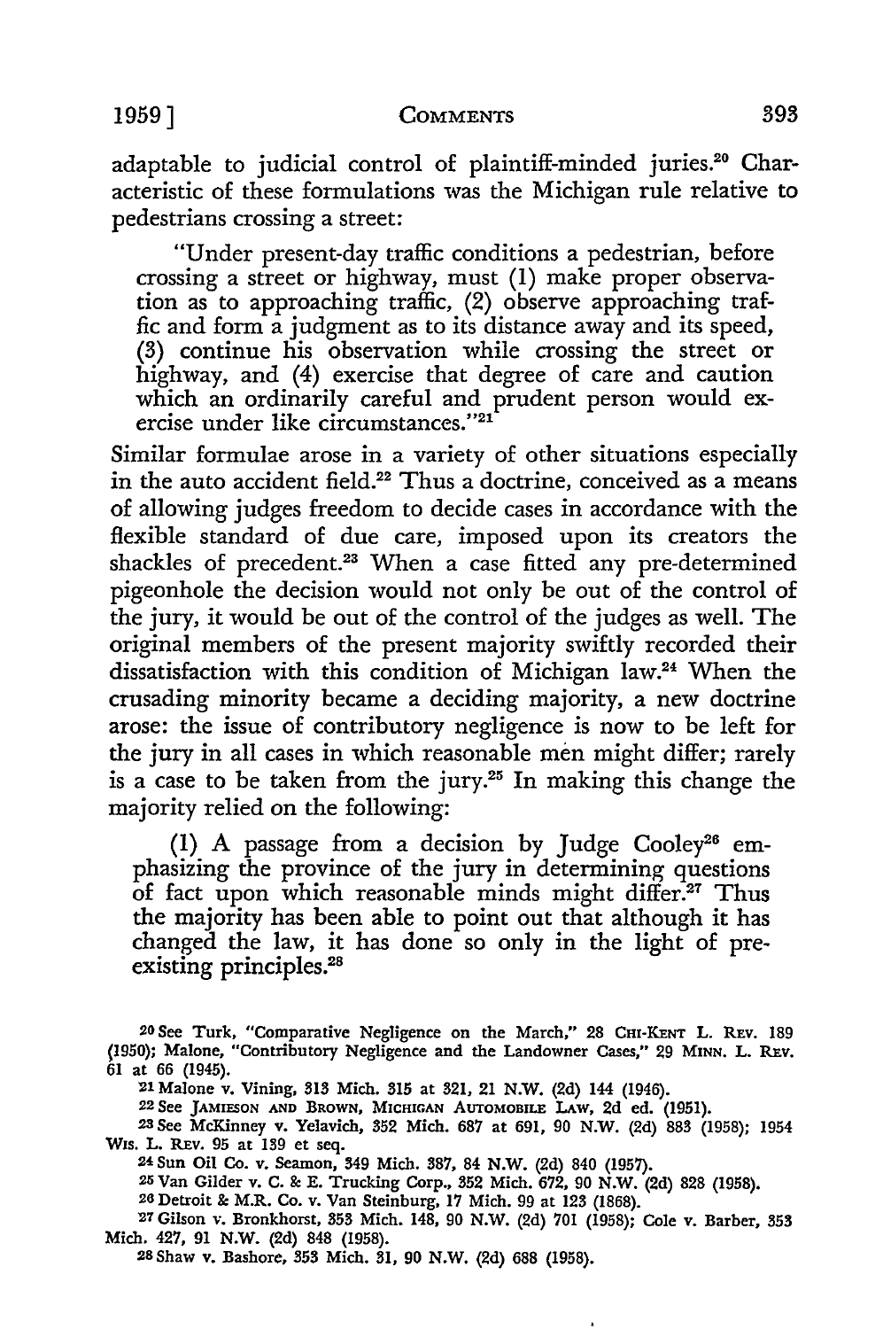adaptable to judicial control of plaintiff-minded juries.[20] Characteristic of these formulations was the Michigan rule relative to pedestrians crossing a street:

> "Under present-day traffic conditions a pedestrian, before crossing a street or highway, must (1) make proper observation as to approaching traffic, (2) observe approaching traffic and form a judgment as to its distance away and its speed, (3) continue his observation while crossing the street or highway, and (4) exercise that degree of care and caution which an ordinarily careful and prudent person would exercise under like circumstances."[21]

Similar formulae arose in a variety of other situations especially in the auto accident field.[22] Thus a doctrine, conceived as a means of allowing judges freedom to decide cases in accordance with the flexible standard of due care, imposed upon its creators the shackles of precedent.[23] When a case fitted any pre-determined pigeonhole the decision would not only be out of the control of the jury, it would be out of the control of the judges as well. The original members of the present majority swiftly recorded their dissatisfaction with this condition of Michigan law.[24] When the crusading minority became a deciding majority, a new doctrine arose: the issue of contributory negligence is now to be left for the jury in all cases in which reasonable men might differ; rarely is a case to be taken from the jury.[25] In making this change the majority relied on the following:

> (1) A passage from a decision by Judge Cooley[26] emphasizing the province of the jury in determining questions of fact upon which reasonable minds might differ.[27] Thus the majority has been able to point out that although it has changed the law, it has done so only in the light of pre-existing principles.[28]

---

[20] See Turk, "Comparative Negligence on the March," 28 CHI-KENT L. REV. 189 (1950); Malone, "Contributory Negligence and the Landowner Cases," 29 MINN. L. REV. 61 at 66 (1945).

[21] Malone v. Vining, 313 Mich. 315 at 321, 21 N.W. (2d) 144 (1946).

[22] See JAMIESON AND BROWN, MICHIGAN AUTOMOBILE LAW, 2d ed. (1951).

[23] See McKinney v. Yelavich, 352 Mich. 687 at 691, 90 N.W. (2d) 883 (1958); 1954 WIS. L. REV. 95 at 139 et seq.

[24] Sun Oil Co. v. Seamon, 349 Mich. 387, 84 N.W. (2d) 840 (1957).

[25] Van Gilder v. C. & E. Trucking Corp., 352 Mich. 672, 90 N.W. (2d) 828 (1958).

[26] Detroit & M.R. Co. v. Van Steinburg, 17 Mich. 99 at 123 (1868).

[27] Gilson v. Bronkhorst, 353 Mich. 148, 90 N.W. (2d) 701 (1958); Cole v. Barber, 353 Mich. 427, 91 N.W. (2d) 848 (1958).

[28] Shaw v. Bashore, 353 Mich. 31, 90 N.W. (2d) 688 (1958).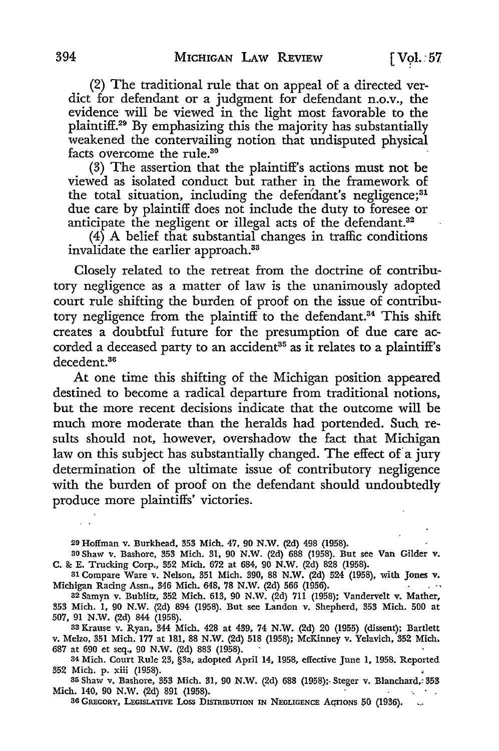(2) The traditional rule that on appeal of a directed verdict for defendant or a judgment for defendant n.o.v., the evidence will be viewed in the light most favorable to the plaintiff.[29] By emphasizing this the majority has substantially weakened the contervailing notion that undisputed physical facts overcome the rule.[30]

(3) The assertion that the plaintiff's actions must not be viewed as isolated conduct but rather in the framework of the total situation, including the defendant's negligence;[31] due care by plaintiff does not include the duty to foresee or anticipate the negligent or illegal acts of the defendant.[32]

(4) A belief that substantial changes in traffic conditions invalidate the earlier approach.[33]

Closely related to the retreat from the doctrine of contributory negligence as a matter of law is the unanimously adopted court rule shifting the burden of proof on the issue of contributory negligence from the plaintiff to the defendant.[34] This shift creates a doubtful future for the presumption of due care accorded a deceased party to an accident[35] as it relates to a plaintiff's decedent.[36]

At one time this shifting of the Michigan position appeared destined to become a radical departure from traditional notions, but the more recent decisions indicate that the outcome will be much more moderate than the heralds had portended. Such results should not, however, overshadow the fact that Michigan law on this subject has substantially changed. The effect of a jury determination of the ultimate issue of contributory negligence with the burden of proof on the defendant should undoubtedly produce more plaintiffs' victories.

---

[29] Hoffman v. Burkhead, 353 Mich. 47, 90 N.W. (2d) 498 (1958).

[30] Shaw v. Bashore, 353 Mich. 31, 90 N.W. (2d) 688 (1958). But see Van Gilder v. C. & E. Trucking Corp., 352 Mich. 672 at 684, 90 N.W. (2d) 828 (1958).

[31] Compare Ware v. Nelson, 351 Mich. 390, 88 N.W. (2d) 524 (1958), with Jones v. Michigan Racing Assn., 346 Mich. 648, 78 N.W. (2d) 566 (1956).

[32] Samyn v. Bublitz, 352 Mich. 613, 90 N.W. (2d) 711 (1958); Vandervelt v. Mather, 353 Mich. 1, 90 N.W. (2d) 894 (1958). But see Landon v. Shepherd, 353 Mich. 500 at 507, 91 N.W. (2d) 844 (1958).

[33] Krause v. Ryan, 344 Mich. 428 at 439, 74 N.W. (2d) 20 (1955) (dissent); Bartlett v. Melzo, 351 Mich. 177 at 181, 88 N.W. (2d) 518 (1958); McKinney v. Yelavich, 352 Mich. 687 at 690 et seq., 90 N.W. (2d) 883 (1958).

[34] Mich. Court Rule 23, §3a, adopted April 14, 1958, effective June 1, 1958. Reported 352 Mich. p. xiii (1958).

[35] Shaw v. Bashore, 353 Mich. 31, 90 N.W. (2d) 688 (1958); Steger v. Blanchard, 353 Mich. 140, 90 N.W. (2d) 891 (1958).

[36] GREGORY, LEGISLATIVE LOSS DISTRIBUTION IN NEGLIGENCE ACTIONS 50 (1936).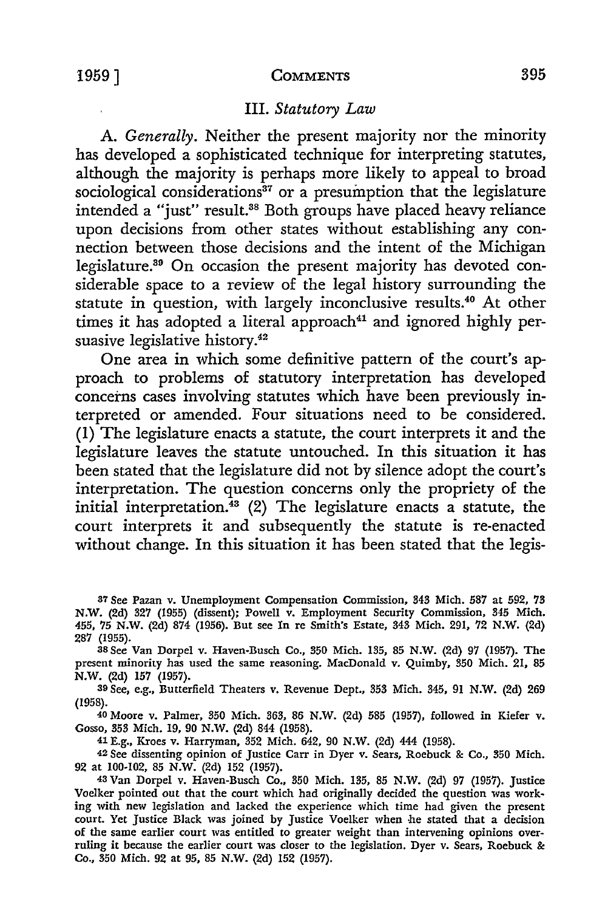### III. *Statutory Law*

A. *Generally.* Neither the present majority nor the minority has developed a sophisticated technique for interpreting statutes, although the majority is perhaps more likely to appeal to broad sociological considerations[37] or a presumption that the legislature intended a "just" result.[38] Both groups have placed heavy reliance upon decisions from other states without establishing any connection between those decisions and the intent of the Michigan legislature.[39] On occasion the present majority has devoted considerable space to a review of the legal history surrounding the statute in question, with largely inconclusive results.[40] At other times it has adopted a literal approach[41] and ignored highly persuasive legislative history.[42]

One area in which some definitive pattern of the court's approach to problems of statutory interpretation has developed concerns cases involving statutes which have been previously interpreted or amended. Four situations need to be considered. (1) The legislature enacts a statute, the court interprets it and the legislature leaves the statute untouched. In this situation it has been stated that the legislature did not by silence adopt the court's interpretation. The question concerns only the propriety of the initial interpretation.[43] (2) The legislature enacts a statute, the court interprets it and subsequently the statute is re-enacted without change. In this situation it has been stated that the legis-

---

[37] See Pazan v. Unemployment Compensation Commission, 343 Mich. 587 at 592, 73 N.W. (2d) 327 (1955) (dissent); Powell v. Employment Security Commission, 345 Mich. 455, 75 N.W. (2d) 874 (1956). But see In re Smith's Estate, 343 Mich. 291, 72 N.W. (2d) 287 (1955).

[38] See Van Dorpel v. Haven-Busch Co., 350 Mich. 135, 85 N.W. (2d) 97 (1957). The present minority has used the same reasoning. MacDonald v. Quimby, 350 Mich. 21, 85 N.W. (2d) 157 (1957).

[39] See, e.g., Butterfield Theaters v. Revenue Dept., 353 Mich. 345, 91 N.W. (2d) 269 (1958).

[40] Moore v. Palmer, 350 Mich. 363, 86 N.W. (2d) 585 (1957), followed in Kiefer v. Gosso, 353 Mich. 19, 90 N.W. (2d) 844 (1958).

[41] E.g., Kroes v. Harryman, 352 Mich. 642, 90 N.W. (2d) 444 (1958).

[42] See dissenting opinion of Justice Carr in Dyer v. Sears, Roebuck & Co., 350 Mich. 92 at 100-102, 85 N.W. (2d) 152 (1957).

[43] Van Dorpel v. Haven-Busch Co., 350 Mich. 135, 85 N.W. (2d) 97 (1957). Justice Voelker pointed out that the court which had originally decided the question was working with new legislation and lacked the experience which time had given the present court. Yet Justice Black was joined by Justice Voelker when he stated that a decision of the same earlier court was entitled to greater weight than intervening opinions overruling it because the earlier court was closer to the legislation. Dyer v. Sears, Roebuck & Co., 350 Mich. 92 at 95, 85 N.W. (2d) 152 (1957).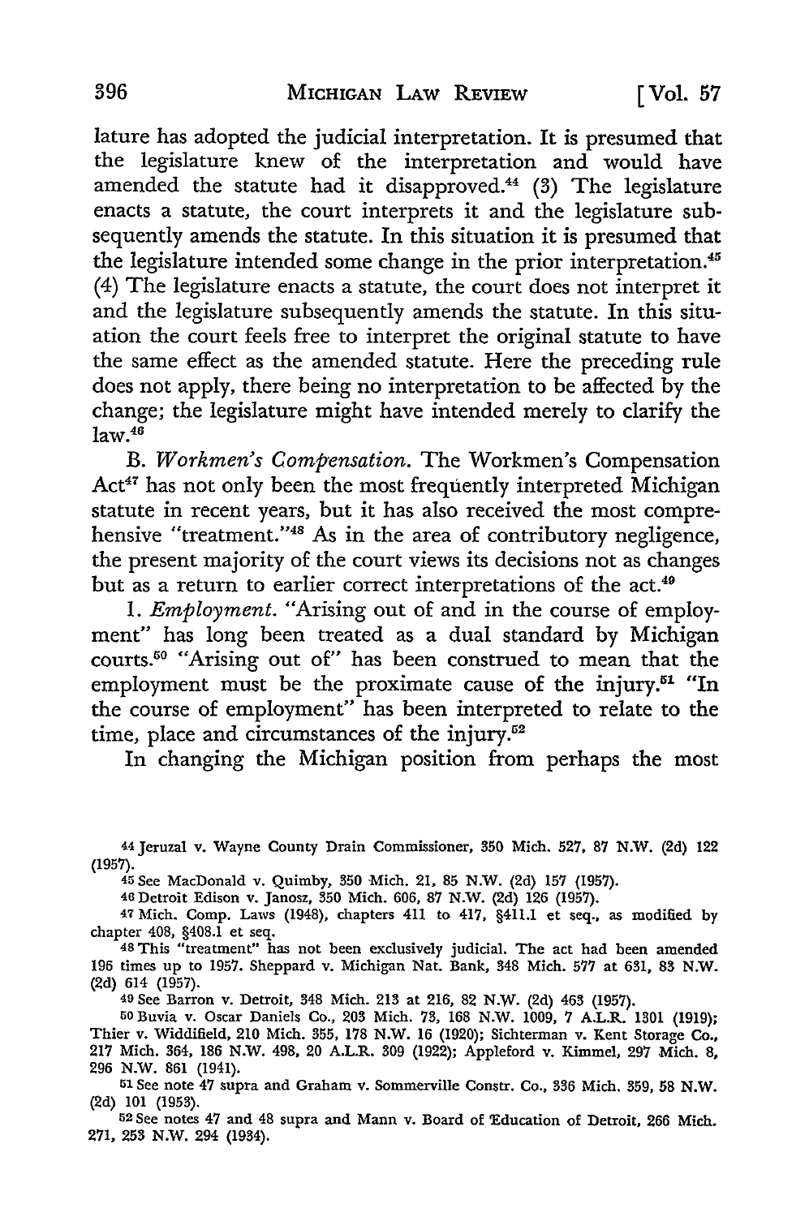lature has adopted the judicial interpretation. It is presumed that the legislature knew of the interpretation and would have amended the statute had it disapproved.[44] (3) The legislature enacts a statute, the court interprets it and the legislature subsequently amends the statute. In this situation it is presumed that the legislature intended some change in the prior interpretation.[45] (4) The legislature enacts a statute, the court does not interpret it and the legislature subsequently amends the statute. In this situation the court feels free to interpret the original statute to have the same effect as the amended statute. Here the preceding rule does not apply, there being no interpretation to be affected by the change; the legislature might have intended merely to clarify the law.[46]

B. *Workmen's Compensation.* The Workmen's Compensation Act[47] has not only been the most frequently interpreted Michigan statute in recent years, but it has also received the most comprehensive "treatment."[48] As in the area of contributory negligence, the present majority of the court views its decisions not as changes but as a return to earlier correct interpretations of the act.[49]

1. *Employment.* "Arising out of and in the course of employment" has long been treated as a dual standard by Michigan courts.[50] "Arising out of" has been construed to mean that the employment must be the proximate cause of the injury.[51] "In the course of employment" has been interpreted to relate to the time, place and circumstances of the injury.[52]

In changing the Michigan position from perhaps the most

---

44 Jeruzal v. Wayne County Drain Commissioner, 350 Mich. 527, 87 N.W. (2d) 122 (1957).

45 See MacDonald v. Quimby, 350 Mich. 21, 85 N.W. (2d) 157 (1957).

46 Detroit Edison v. Janosz, 350 Mich. 606, 87 N.W. (2d) 126 (1957).

47 Mich. Comp. Laws (1948), chapters 411 to 417, §411.1 et seq., as modified by chapter 408, §408.1 et seq.

48 This "treatment" has not been exclusively judicial. The act had been amended 196 times up to 1957. Sheppard v. Michigan Nat. Bank, 348 Mich. 577 at 631, 83 N.W. (2d) 614 (1957).

49 See Barron v. Detroit, 348 Mich. 213 at 216, 82 N.W. (2d) 463 (1957).

50 Buvia v. Oscar Daniels Co., 203 Mich. 73, 168 N.W. 1009, 7 A.L.R. 1301 (1919); Thier v. Widdifield, 210 Mich. 355, 178 N.W. 16 (1920); Sichterman v. Kent Storage Co., 217 Mich. 364, 186 N.W. 498, 20 A.L.R. 309 (1922); Appleford v. Kimmel, 297 Mich. 8, 296 N.W. 861 (1941).

51 See note 47 supra and Graham v. Sommerville Constr. Co., 336 Mich. 359, 58 N.W. (2d) 101 (1953).

52 See notes 47 and 48 supra and Mann v. Board of Education of Detroit, 266 Mich. 271, 253 N.W. 294 (1934).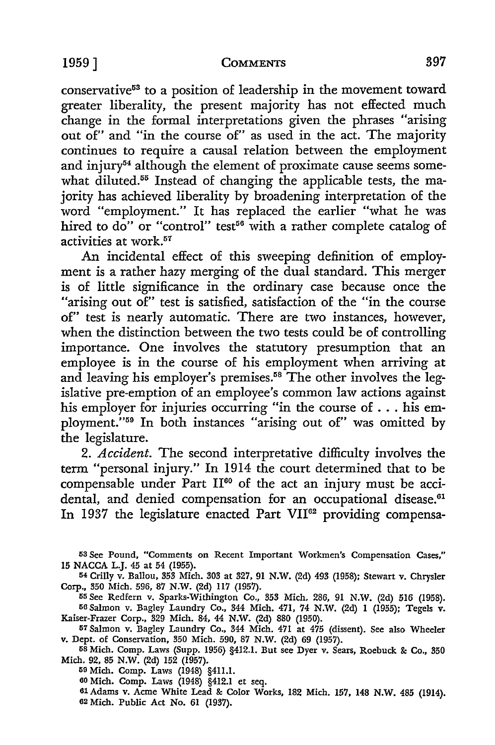conservative[53] to a position of leadership in the movement toward greater liberality, the present majority has not effected much change in the formal interpretations given the phrases "arising out of" and "in the course of" as used in the act. The majority continues to require a causal relation between the employment and injury[54] although the element of proximate cause seems somewhat diluted.[55] Instead of changing the applicable tests, the majority has achieved liberality by broadening interpretation of the word "employment." It has replaced the earlier "what he was hired to do" or "control" test[56] with a rather complete catalog of activities at work.[57]

An incidental effect of this sweeping definition of employment is a rather hazy merging of the dual standard. This merger is of little significance in the ordinary case because once the "arising out of" test is satisfied, satisfaction of the "in the course of" test is nearly automatic. There are two instances, however, when the distinction between the two tests could be of controlling importance. One involves the statutory presumption that an employee is in the course of his employment when arriving at and leaving his employer's premises.[58] The other involves the legislative pre-emption of an employee's common law actions against his employer for injuries occurring "in the course of . . . his employment."[59] In both instances "arising out of" was omitted by the legislature.

2. *Accident.* The second interpretative difficulty involves the term "personal injury." In 1914 the court determined that to be compensable under Part II[60] of the act an injury must be accidental, and denied compensation for an occupational disease.[61] In 1937 the legislature enacted Part VII[62] providing compensa-

---

[53] See Pound, "Comments on Recent Important Workmen's Compensation Cases," 15 NACCA L.J. 45 at 54 (1955).

[54] Crilly v. Ballou, 353 Mich. 303 at 327, 91 N.W. (2d) 493 (1958); Stewart v. Chrysler Corp., 350 Mich. 596, 87 N.W. (2d) 117 (1957).

[55] See Redfern v. Sparks-Withington Co., 353 Mich. 286, 91 N.W. (2d) 516 (1958).

[56] Salmon v. Bagley Laundry Co., 344 Mich. 471, 74 N.W. (2d) 1 (1955); Tegels v. Kaiser-Frazer Corp., 329 Mich. 84, 44 N.W. (2d) 880 (1950).

[57] Salmon v. Bagley Laundry Co., 344 Mich. 471 at 475 (dissent). See also Wheeler v. Dept. of Conservation, 350 Mich. 590, 87 N.W. (2d) 69 (1957).

[58] Mich. Comp. Laws (Supp. 1956) §412.1. But see Dyer v. Sears, Roebuck & Co., 350 Mich. 92, 85 N.W. (2d) 152 (1957).

[59] Mich. Comp. Laws (1948) §411.1.

[60] Mich. Comp. Laws (1948) §412.1 et seq.

[61] Adams v. Acme White Lead & Color Works, 182 Mich. 157, 148 N.W. 485 (1914).

[62] Mich. Public Act No. 61 (1937).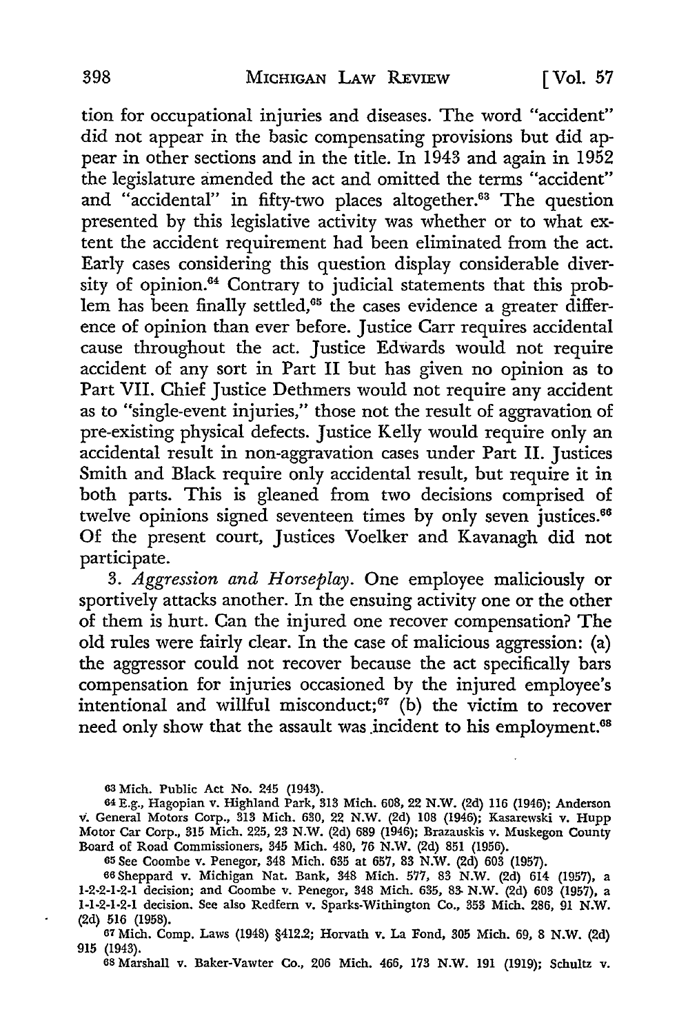tion for occupational injuries and diseases. The word "accident" did not appear in the basic compensating provisions but did appear in other sections and in the title. In 1943 and again in 1952 the legislature amended the act and omitted the terms "accident" and "accidental" in fifty-two places altogether.[63] The question presented by this legislative activity was whether or to what extent the accident requirement had been eliminated from the act. Early cases considering this question display considerable diversity of opinion.[64] Contrary to judicial statements that this problem has been finally settled,[65] the cases evidence a greater difference of opinion than ever before. Justice Carr requires accidental cause throughout the act. Justice Edwards would not require accident of any sort in Part II but has given no opinion as to Part VII. Chief Justice Dethmers would not require any accident as to "single-event injuries," those not the result of aggravation of pre-existing physical defects. Justice Kelly would require only an accidental result in non-aggravation cases under Part II. Justices Smith and Black require only accidental result, but require it in both parts. This is gleaned from two decisions comprised of twelve opinions signed seventeen times by only seven justices.[66] Of the present court, Justices Voelker and Kavanagh did not participate.

3. *Aggression and Horseplay.* One employee maliciously or sportively attacks another. In the ensuing activity one or the other of them is hurt. Can the injured one recover compensation? The old rules were fairly clear. In the case of malicious aggression: (a) the aggressor could not recover because the act specifically bars compensation for injuries occasioned by the injured employee's intentional and willful misconduct;[67] (b) the victim to recover need only show that the assault was incident to his employment.[68]

---

[63] Mich. Public Act No. 245 (1943).

[64] E.g., Hagopian v. Highland Park, 313 Mich. 608, 22 N.W. (2d) 116 (1946); Anderson v. General Motors Corp., 313 Mich. 680, 22 N.W. (2d) 108 (1946); Kasarewski v. Hupp Motor Car Corp., 315 Mich. 225, 23 N.W. (2d) 689 (1946); Brazauskis v. Muskegon County Board of Road Commissioners, 345 Mich. 480, 76 N.W. (2d) 851 (1956).

[65] See Coombe v. Penegor, 348 Mich. 635 at 657, 83 N.W. (2d) 603 (1957).

[66] Sheppard v. Michigan Nat. Bank, 348 Mich. 577, 83 N.W. (2d) 614 (1957), a 1-2-2-1-2-1 decision; and Coombe v. Penegor, 348 Mich. 635, 83 N.W. (2d) 603 (1957), a 1-1-2-1-2-1 decision. See also Redfern v. Sparks-Withington Co., 353 Mich. 286, 91 N.W. (2d) 516 (1958).

[67] Mich. Comp. Laws (1948) §412.2; Horvath v. La Fond, 305 Mich. 69, 8 N.W. (2d) 915 (1943).

[68] Marshall v. Baker-Vawter Co., 206 Mich. 466, 173 N.W. 191 (1919); Schultz v.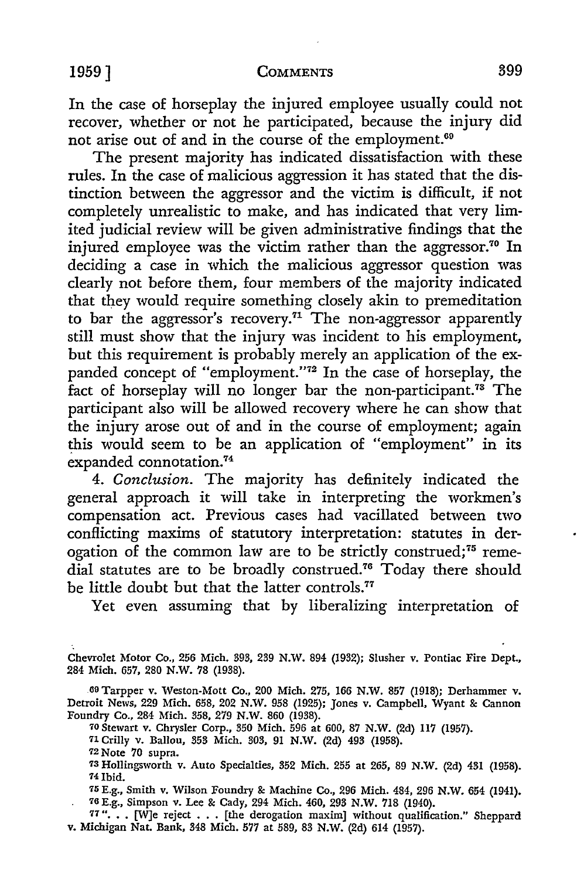In the case of horseplay the injured employee usually could not recover, whether or not he participated, because the injury did not arise out of and in the course of the employment.[69]

The present majority has indicated dissatisfaction with these rules. In the case of malicious aggression it has stated that the distinction between the aggressor and the victim is difficult, if not completely unrealistic to make, and has indicated that very limited judicial review will be given administrative findings that the injured employee was the victim rather than the aggressor.[70] In deciding a case in which the malicious aggressor question was clearly not before them, four members of the majority indicated that they would require something closely akin to premeditation to bar the aggressor's recovery.[71] The non-aggressor apparently still must show that the injury was incident to his employment, but this requirement is probably merely an application of the expanded concept of "employment."[72] In the case of horseplay, the fact of horseplay will no longer bar the non-participant.[73] The participant also will be allowed recovery where he can show that the injury arose out of and in the course of employment; again this would seem to be an application of "employment" in its expanded connotation.[74]

4. *Conclusion.* The majority has definitely indicated the general approach it will take in interpreting the workmen's compensation act. Previous cases had vacillated between two conflicting maxims of statutory interpretation: statutes in derogation of the common law are to be strictly construed;[75] remedial statutes are to be broadly construed.[76] Today there should be little doubt but that the latter controls.[77]

Yet even assuming that by liberalizing interpretation of

---

Chevrolet Motor Co., 256 Mich. 393, 239 N.W. 894 (1932); Slusher v. Pontiac Fire Dept., 284 Mich. 657, 280 N.W. 78 (1938).

69 Tarpper v. Weston-Mott Co., 200 Mich. 275, 166 N.W. 857 (1918); Derhammer v. Detroit News, 229 Mich. 658, 202 N.W. 958 (1925); Jones v. Campbell, Wyant & Cannon Foundry Co., 284 Mich. 358, 279 N.W. 860 (1938).

70 Stewart v. Chrysler Corp., 350 Mich. 596 at 600, 87 N.W. (2d) 117 (1957).

71 Crilly v. Ballou, 353 Mich. 303, 91 N.W. (2d) 493 (1958).

72 Note 70 supra.

73 Hollingsworth v. Auto Specialties, 352 Mich. 255 at 265, 89 N.W. (2d) 431 (1958).

74 Ibid.

75 E.g., Smith v. Wilson Foundry & Machine Co., 296 Mich. 484, 296 N.W. 654 (1941).

76 E.g., Simpson v. Lee & Cady, 294 Mich. 460, 293 N.W. 718 (1940).

77 ". . . [W]e reject . . . [the derogation maxim] without qualification." Sheppard v. Michigan Nat. Bank, 348 Mich. 577 at 589, 83 N.W. (2d) 614 (1957).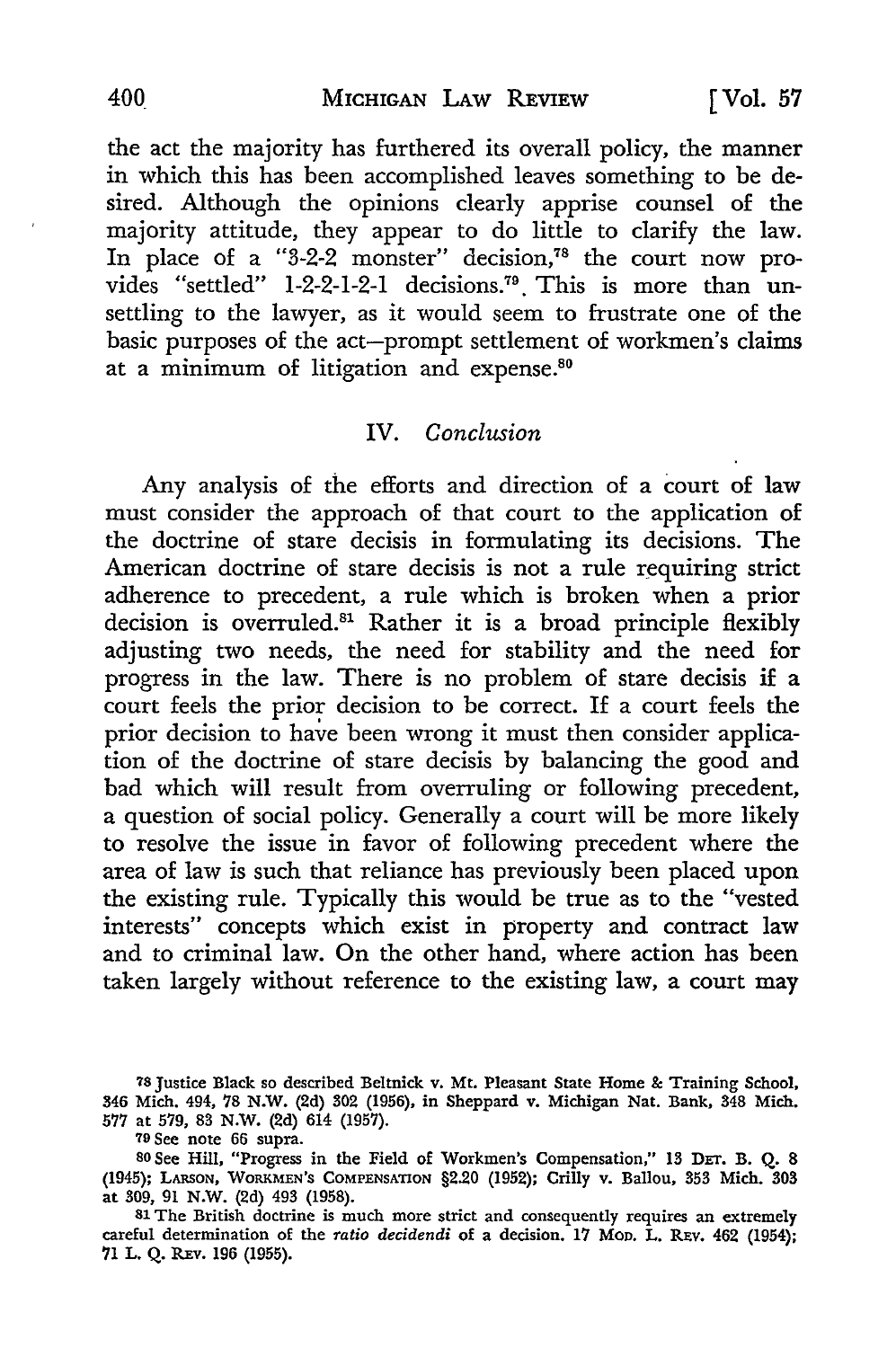the act the majority has furthered its overall policy, the manner in which this has been accomplished leaves something to be desired. Although the opinions clearly apprise counsel of the majority attitude, they appear to do little to clarify the law. In place of a "3-2-2 monster" decision,[78] the court now provides "settled" 1-2-2-1-2-1 decisions.[79] This is more than unsettling to the lawyer, as it would seem to frustrate one of the basic purposes of the act—prompt settlement of workmen's claims at a minimum of litigation and expense.[80]

## IV. *Conclusion*

Any analysis of the efforts and direction of a court of law must consider the approach of that court to the application of the doctrine of stare decisis in formulating its decisions. The American doctrine of stare decisis is not a rule requiring strict adherence to precedent, a rule which is broken when a prior decision is overruled.[81] Rather it is a broad principle flexibly adjusting two needs, the need for stability and the need for progress in the law. There is no problem of stare decisis if a court feels the prior decision to be correct. If a court feels the prior decision to have been wrong it must then consider application of the doctrine of stare decisis by balancing the good and bad which will result from overruling or following precedent, a question of social policy. Generally a court will be more likely to resolve the issue in favor of following precedent where the area of law is such that reliance has previously been placed upon the existing rule. Typically this would be true as to the "vested interests" concepts which exist in property and contract law and to criminal law. On the other hand, where action has been taken largely without reference to the existing law, a court may

---

[78] Justice Black so described Beltnick v. Mt. Pleasant State Home & Training School, 346 Mich. 494, 78 N.W. (2d) 302 (1956), in Sheppard v. Michigan Nat. Bank, 348 Mich. 577 at 579, 83 N.W. (2d) 614 (1957).

[79] See note 66 supra.

[80] See Hill, "Progress in the Field of Workmen's Compensation," 13 DET. B. Q. 8 (1945); LARSON, WORKMEN'S COMPENSATION §2.20 (1952); Crilly v. Ballou, 353 Mich. 303 at 309, 91 N.W. (2d) 493 (1958).

[81] The British doctrine is much more strict and consequently requires an extremely careful determination of the *ratio decidendi* of a decision. 17 MOD. L. REV. 462 (1954); 71 L. Q. REV. 196 (1955).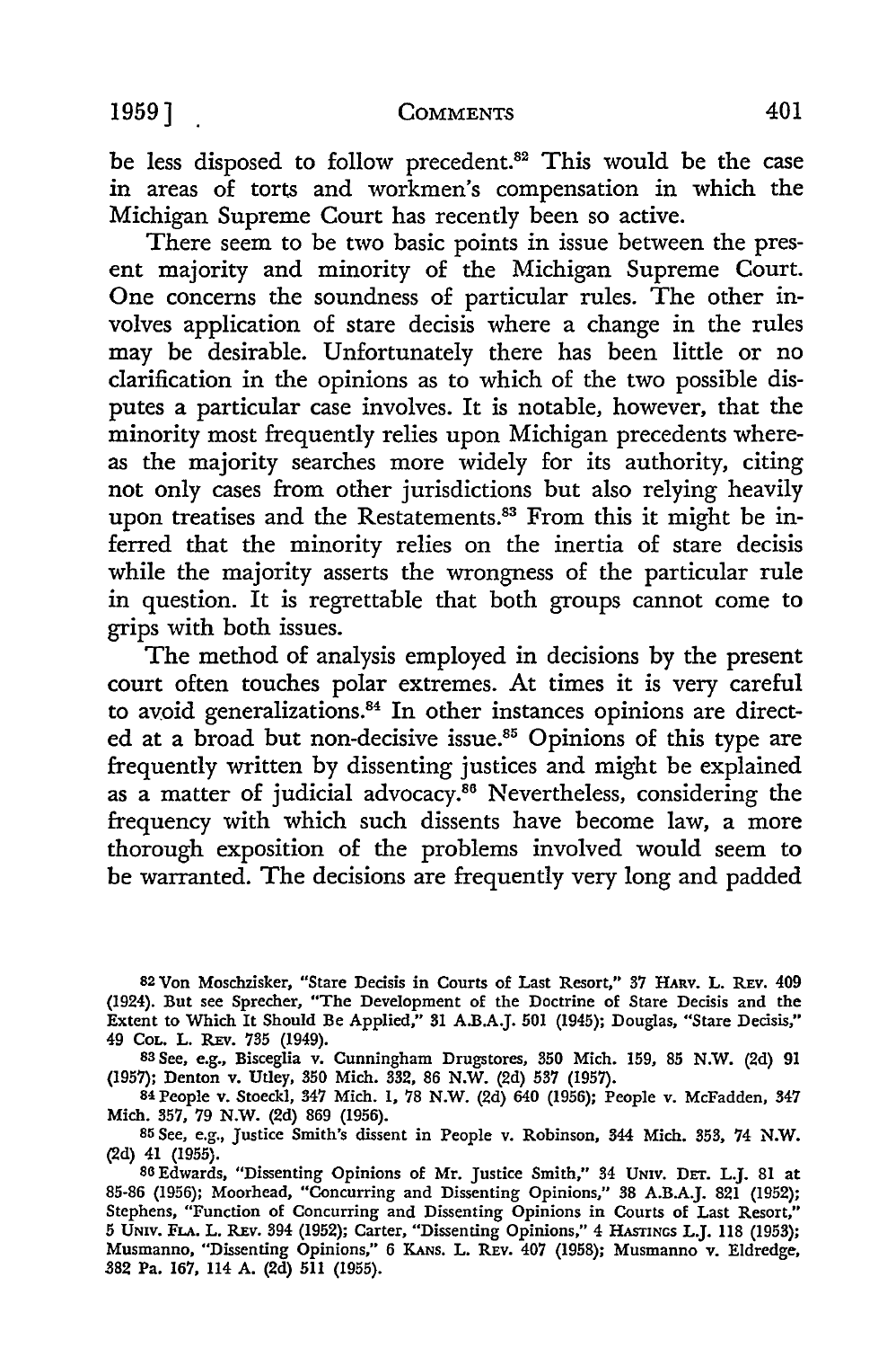be less disposed to follow precedent.[82] This would be the case in areas of torts and workmen's compensation in which the Michigan Supreme Court has recently been so active.

There seem to be two basic points in issue between the present majority and minority of the Michigan Supreme Court. One concerns the soundness of particular rules. The other involves application of stare decisis where a change in the rules may be desirable. Unfortunately there has been little or no clarification in the opinions as to which of the two possible disputes a particular case involves. It is notable, however, that the minority most frequently relies upon Michigan precedents whereas the majority searches more widely for its authority, citing not only cases from other jurisdictions but also relying heavily upon treatises and the Restatements.[83] From this it might be inferred that the minority relies on the inertia of stare decisis while the majority asserts the wrongness of the particular rule in question. It is regrettable that both groups cannot come to grips with both issues.

The method of analysis employed in decisions by the present court often touches polar extremes. At times it is very careful to avoid generalizations.[84] In other instances opinions are directed at a broad but non-decisive issue.[85] Opinions of this type are frequently written by dissenting justices and might be explained as a matter of judicial advocacy.[86] Nevertheless, considering the frequency with which such dissents have become law, a more thorough exposition of the problems involved would seem to be warranted. The decisions are frequently very long and padded

---

[82] Von Moschzisker, "Stare Decisis in Courts of Last Resort," 37 HARV. L. REV. 409 (1924). But see Sprecher, "The Development of the Doctrine of Stare Decisis and the Extent to Which It Should Be Applied," 31 A.B.A.J. 501 (1945); Douglas, "Stare Decisis," 49 COL. L. REV. 735 (1949).

[83] See, e.g., Bisceglia v. Cunningham Drugstores, 350 Mich. 159, 85 N.W. (2d) 91 (1957); Denton v. Utley, 350 Mich. 332, 86 N.W. (2d) 537 (1957).

[84] People v. Stoeckl, 347 Mich. 1, 78 N.W. (2d) 640 (1956); People v. McFadden, 347 Mich. 357, 79 N.W. (2d) 869 (1956).

[85] See, e.g., Justice Smith's dissent in People v. Robinson, 344 Mich. 353, 74 N.W. (2d) 41 (1955).

[86] Edwards, "Dissenting Opinions of Mr. Justice Smith," 34 UNIV. DET. L.J. 81 at 85-86 (1956); Moorhead, "Concurring and Dissenting Opinions," 38 A.B.A.J. 821 (1952); Stephens, "Function of Concurring and Dissenting Opinions in Courts of Last Resort," 5 UNIV. FLA. L. REV. 394 (1952); Carter, "Dissenting Opinions," 4 HASTINGS L.J. 118 (1953); Musmanno, "Dissenting Opinions," 6 KANS. L. REV. 407 (1958); Musmanno v. Eldredge, 382 Pa. 167, 114 A. (2d) 511 (1955).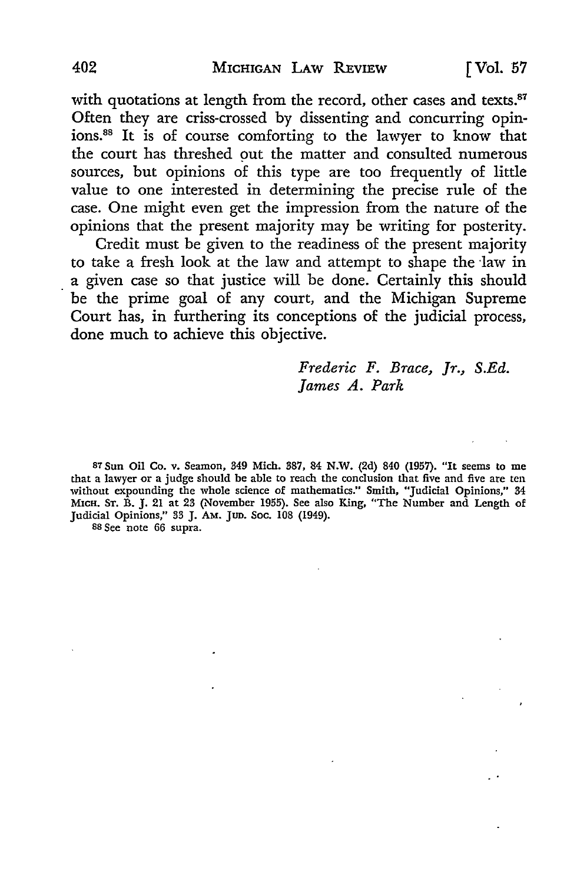with quotations at length from the record, other cases and texts.[87] Often they are criss-crossed by dissenting and concurring opinions.[88] It is of course comforting to the lawyer to know that the court has threshed out the matter and consulted numerous sources, but opinions of this type are too frequently of little value to one interested in determining the precise rule of the case. One might even get the impression from the nature of the opinions that the present majority may be writing for posterity.

Credit must be given to the readiness of the present majority to take a fresh look at the law and attempt to shape the law in a given case so that justice will be done. Certainly this should be the prime goal of any court, and the Michigan Supreme Court has, in furthering its conceptions of the judicial process, done much to achieve this objective.

*Frederic F. Brace, Jr., S.Ed.*
*James A. Park*

---

[87] Sun Oil Co. v. Seamon, 349 Mich. 387, 84 N.W. (2d) 840 (1957). "It seems to me that a lawyer or a judge should be able to reach the conclusion that five and five are ten without expounding the whole science of mathematics." Smith, "Judicial Opinions," 34 MICH. ST. B. J. 21 at 23 (November 1955). See also King, "The Number and Length of Judicial Opinions," 33 J. AM. JUD. SOC. 108 (1949).

[88] See note 66 supra.